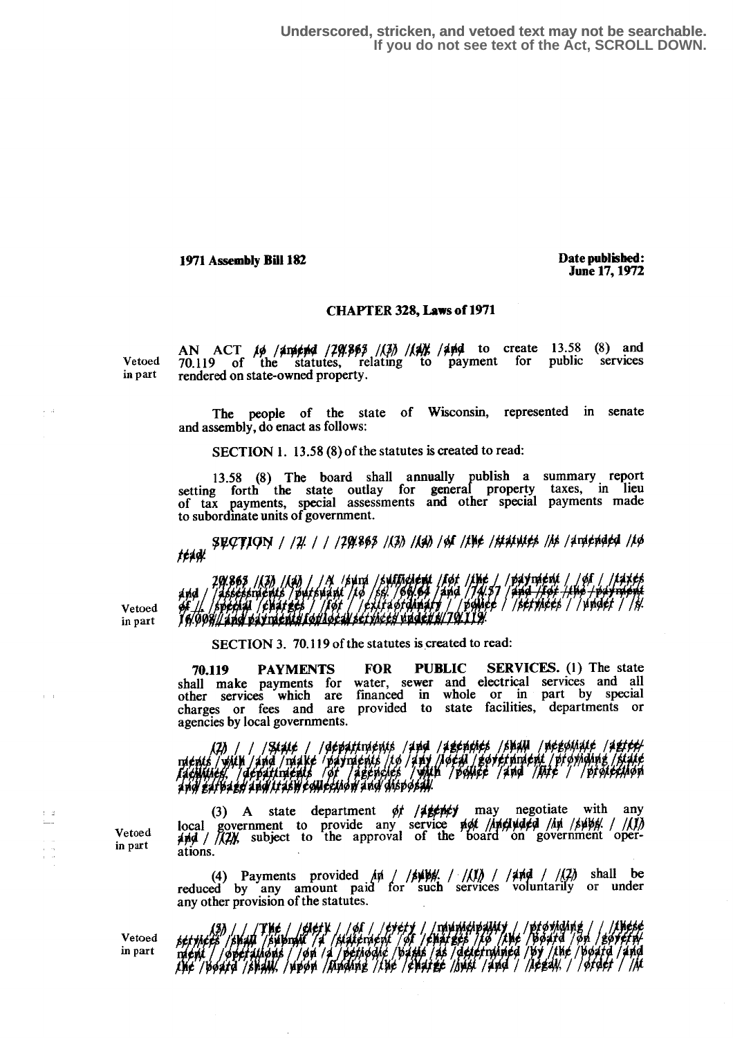Underscored, stricken, and vetoed text may not be searchable.
If you do not see text of the Act, SCROLL DOWN.

**1971 Assembly Bill 182**

**Date published: June 17, 1972**

## CHAPTER 328, Laws of 1971

Vetoed in part

AN ACT ~~to amend 20.865 (3) (a); and~~ to create 13.58 (8) and 70.119 of the statutes, relating to payment for public services rendered on state-owned property.

The people of the state of Wisconsin, represented in senate and assembly, do enact as follows:

SECTION 1. 13.58 (8) of the statutes is created to read:

13.58 (8) The board shall annually publish a summary report setting forth the state outlay for general property taxes, in lieu of tax payments, special assessments and other special payments made to subordinate units of government.

~~SECTION 2. 20.865 (3) (a) of the statutes is amended to read:~~

Vetoed in part

~~20.865 (3) (a) A sum sufficient for the payment of taxes and assessments pursuant to ss. 66.64 and 74.57 and for the payment of special charges for extraordinary police services under s. 16.008, and payments for local services under s. 70.119.~~

SECTION 3. 70.119 of the statutes is created to read:

**70.119 PAYMENTS FOR PUBLIC SERVICES.** (1) The state shall make payments for water, sewer and electrical services and all other services which are financed in whole or in part by special charges or fees and are provided to state facilities, departments or agencies by local governments.

~~(2) State departments and agencies shall negotiate agreements with and make payments to any local government providing state facilities, departments or agencies with police and fire protection and garbage and trash collection and disposal.~~

Vetoed in part

(3) A state department ~~or agency~~ may negotiate with any local government to provide any service ~~not included in subs. (1) and (2),~~ subject to the approval of the board on government operations.

(4) Payments provided ~~in subs. (1) and (2)~~ shall be reduced by any amount paid for such services voluntarily or under any other provision of the statutes.

Vetoed in part

~~(5) The clerk of every municipality providing these services shall submit a statement of charges to the board on government operations on a periodic basis as determined by the board and the board shall, upon finding the charge just and legal, order it~~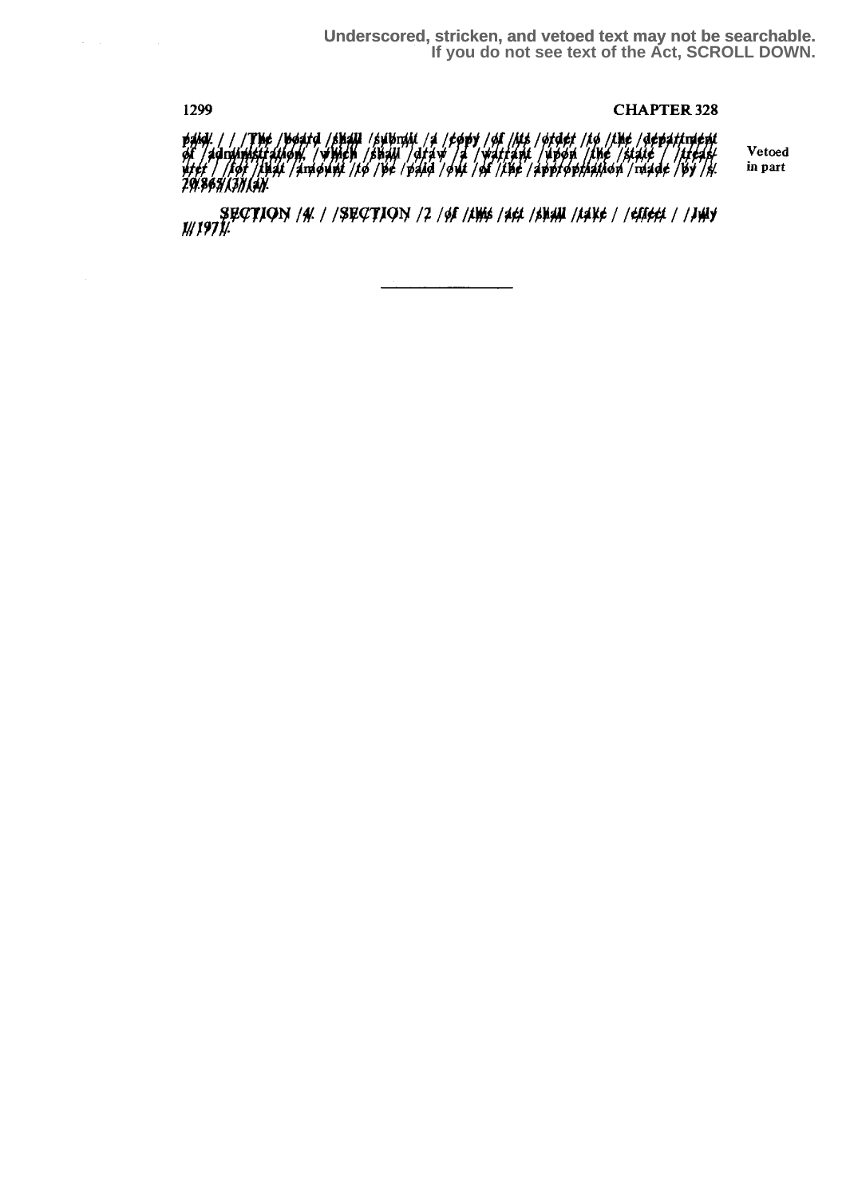Underscored, stricken, and vetoed text may not be searchable.
If you do not see text of the Act, SCROLL DOWN.

CHAPTER 328

/paid/ / / /The /board /shall /submit /a /copy /of /its /order /to /the /department /of /administration, /which /shall /draw /a /warrant /upon /the /state / /treas/urer / /for /that /amount /to /be /paid /out /of /the /appropriation /made /by /s/ 20/865/(3)/(a)/.

Vetoed in part

/SECTION /4/ / /SECTION /2 /of /this /act /shall /take / /effect / /July /1/,/1971/.